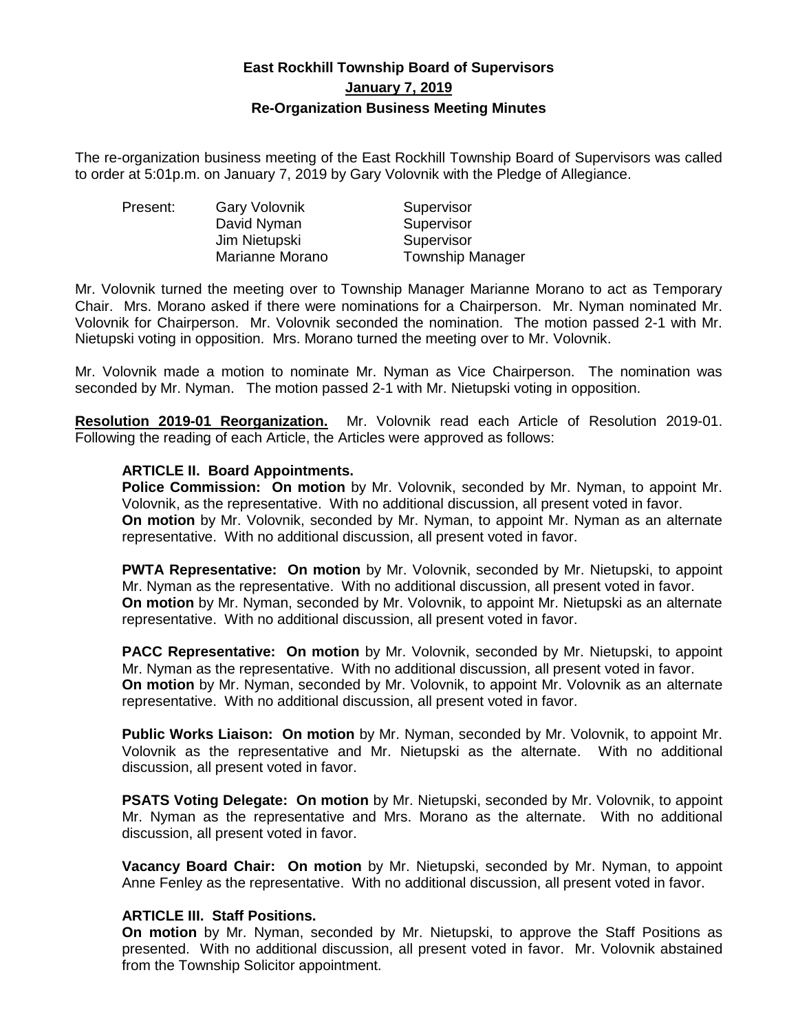# East Rockhill Township Board of Supervisors

## January 7, 2019

## Re-Organization Business Meeting Minutes

The re-organization business meeting of the East Rockhill Township Board of Supervisors was called to order at 5:01p.m. on January 7, 2019 by Gary Volovnik with the Pledge of Allegiance.

| Present: | Gary Volovnik | Supervisor |
|---|---|---|
| | David Nyman | Supervisor |
| | Jim Nietupski | Supervisor |
| | Marianne Morano | Township Manager |

Mr. Volovnik turned the meeting over to Township Manager Marianne Morano to act as Temporary Chair. Mrs. Morano asked if there were nominations for a Chairperson. Mr. Nyman nominated Mr. Volovnik for Chairperson. Mr. Volovnik seconded the nomination. The motion passed 2-1 with Mr. Nietupski voting in opposition. Mrs. Morano turned the meeting over to Mr. Volovnik.

Mr. Volovnik made a motion to nominate Mr. Nyman as Vice Chairperson. The nomination was seconded by Mr. Nyman. The motion passed 2-1 with Mr. Nietupski voting in opposition.

**Resolution 2019-01 Reorganization.** Mr. Volovnik read each Article of Resolution 2019-01. Following the reading of each Article, the Articles were approved as follows:

**ARTICLE II. Board Appointments.**

**Police Commission: On motion** by Mr. Volovnik, seconded by Mr. Nyman, to appoint Mr. Volovnik, as the representative. With no additional discussion, all present voted in favor.
**On motion** by Mr. Volovnik, seconded by Mr. Nyman, to appoint Mr. Nyman as an alternate representative. With no additional discussion, all present voted in favor.

**PWTA Representative: On motion** by Mr. Volovnik, seconded by Mr. Nietupski, to appoint Mr. Nyman as the representative. With no additional discussion, all present voted in favor.
**On motion** by Mr. Nyman, seconded by Mr. Volovnik, to appoint Mr. Nietupski as an alternate representative. With no additional discussion, all present voted in favor.

**PACC Representative: On motion** by Mr. Volovnik, seconded by Mr. Nietupski, to appoint Mr. Nyman as the representative. With no additional discussion, all present voted in favor.
**On motion** by Mr. Nyman, seconded by Mr. Volovnik, to appoint Mr. Volovnik as an alternate representative. With no additional discussion, all present voted in favor.

**Public Works Liaison: On motion** by Mr. Nyman, seconded by Mr. Volovnik, to appoint Mr. Volovnik as the representative and Mr. Nietupski as the alternate. With no additional discussion, all present voted in favor.

**PSATS Voting Delegate: On motion** by Mr. Nietupski, seconded by Mr. Volovnik, to appoint Mr. Nyman as the representative and Mrs. Morano as the alternate. With no additional discussion, all present voted in favor.

**Vacancy Board Chair: On motion** by Mr. Nietupski, seconded by Mr. Nyman, to appoint Anne Fenley as the representative. With no additional discussion, all present voted in favor.

**ARTICLE III. Staff Positions.**

**On motion** by Mr. Nyman, seconded by Mr. Nietupski, to approve the Staff Positions as presented. With no additional discussion, all present voted in favor. Mr. Volovnik abstained from the Township Solicitor appointment.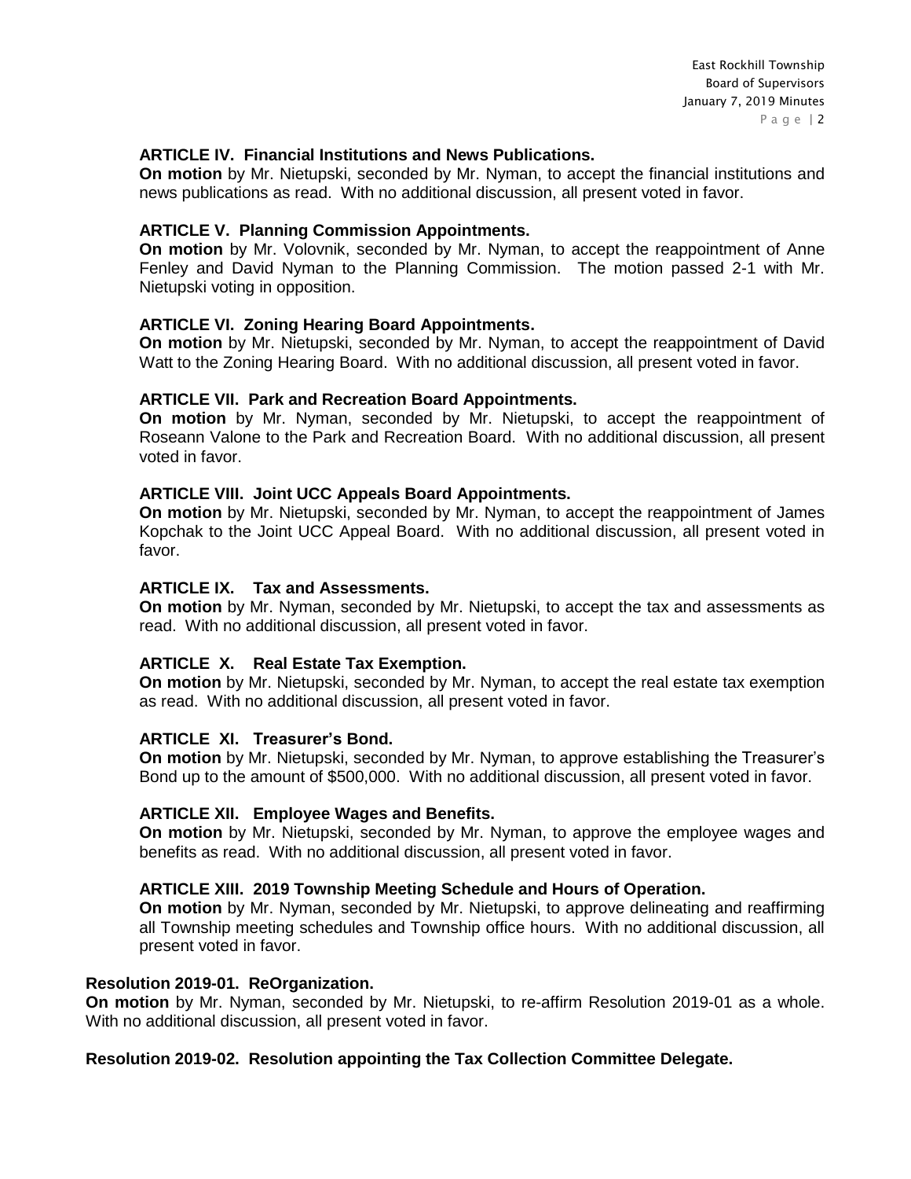**ARTICLE IV. Financial Institutions and News Publications.**
**On motion** by Mr. Nietupski, seconded by Mr. Nyman, to accept the financial institutions and news publications as read. With no additional discussion, all present voted in favor.

**ARTICLE V. Planning Commission Appointments.**
**On motion** by Mr. Volovnik, seconded by Mr. Nyman, to accept the reappointment of Anne Fenley and David Nyman to the Planning Commission. The motion passed 2-1 with Mr. Nietupski voting in opposition.

**ARTICLE VI. Zoning Hearing Board Appointments.**
**On motion** by Mr. Nietupski, seconded by Mr. Nyman, to accept the reappointment of David Watt to the Zoning Hearing Board. With no additional discussion, all present voted in favor.

**ARTICLE VII. Park and Recreation Board Appointments.**
**On motion** by Mr. Nyman, seconded by Mr. Nietupski, to accept the reappointment of Roseann Valone to the Park and Recreation Board. With no additional discussion, all present voted in favor.

**ARTICLE VIII. Joint UCC Appeals Board Appointments.**
**On motion** by Mr. Nietupski, seconded by Mr. Nyman, to accept the reappointment of James Kopchak to the Joint UCC Appeal Board. With no additional discussion, all present voted in favor.

**ARTICLE IX. Tax and Assessments.**
**On motion** by Mr. Nyman, seconded by Mr. Nietupski, to accept the tax and assessments as read. With no additional discussion, all present voted in favor.

**ARTICLE X. Real Estate Tax Exemption.**
**On motion** by Mr. Nietupski, seconded by Mr. Nyman, to accept the real estate tax exemption as read. With no additional discussion, all present voted in favor.

**ARTICLE XI. Treasurer's Bond.**
**On motion** by Mr. Nietupski, seconded by Mr. Nyman, to approve establishing the Treasurer's Bond up to the amount of $500,000. With no additional discussion, all present voted in favor.

**ARTICLE XII. Employee Wages and Benefits.**
**On motion** by Mr. Nietupski, seconded by Mr. Nyman, to approve the employee wages and benefits as read. With no additional discussion, all present voted in favor.

**ARTICLE XIII. 2019 Township Meeting Schedule and Hours of Operation.**
**On motion** by Mr. Nyman, seconded by Mr. Nietupski, to approve delineating and reaffirming all Township meeting schedules and Township office hours. With no additional discussion, all present voted in favor.

**Resolution 2019-01. ReOrganization.**
**On motion** by Mr. Nyman, seconded by Mr. Nietupski, to re-affirm Resolution 2019-01 as a whole. With no additional discussion, all present voted in favor.

**Resolution 2019-02. Resolution appointing the Tax Collection Committee Delegate.**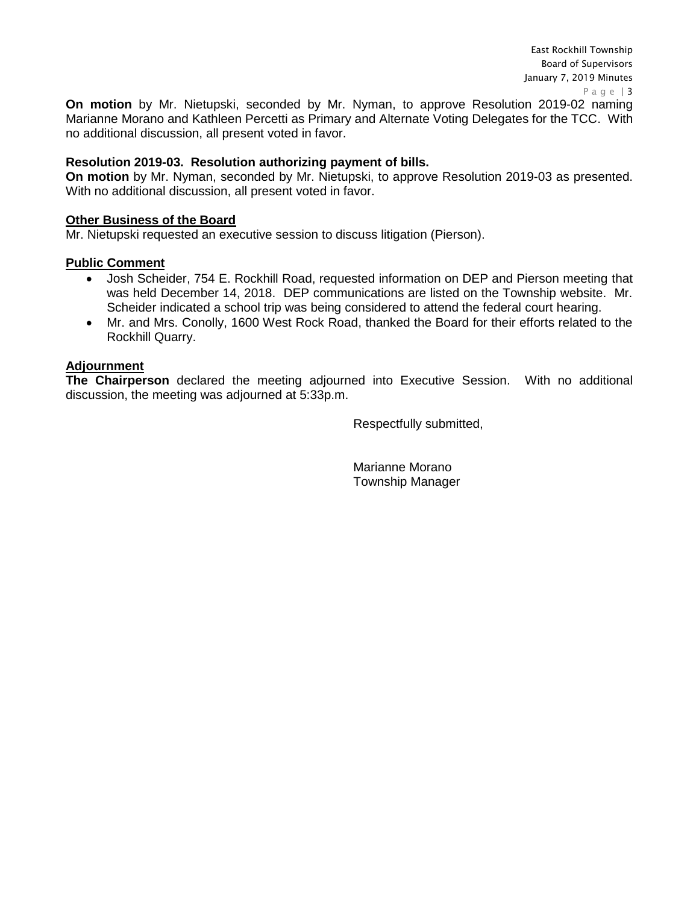**On motion** by Mr. Nietupski, seconded by Mr. Nyman, to approve Resolution 2019-02 naming Marianne Morano and Kathleen Percetti as Primary and Alternate Voting Delegates for the TCC. With no additional discussion, all present voted in favor.

**Resolution 2019-03. Resolution authorizing payment of bills.**

**On motion** by Mr. Nyman, seconded by Mr. Nietupski, to approve Resolution 2019-03 as presented. With no additional discussion, all present voted in favor.

**Other Business of the Board**

Mr. Nietupski requested an executive session to discuss litigation (Pierson).

**Public Comment**

- Josh Scheider, 754 E. Rockhill Road, requested information on DEP and Pierson meeting that was held December 14, 2018. DEP communications are listed on the Township website. Mr. Scheider indicated a school trip was being considered to attend the federal court hearing.
- Mr. and Mrs. Conolly, 1600 West Rock Road, thanked the Board for their efforts related to the Rockhill Quarry.

**Adjournment**

**The Chairperson** declared the meeting adjourned into Executive Session. With no additional discussion, the meeting was adjourned at 5:33p.m.

Respectfully submitted,

Marianne Morano
Township Manager